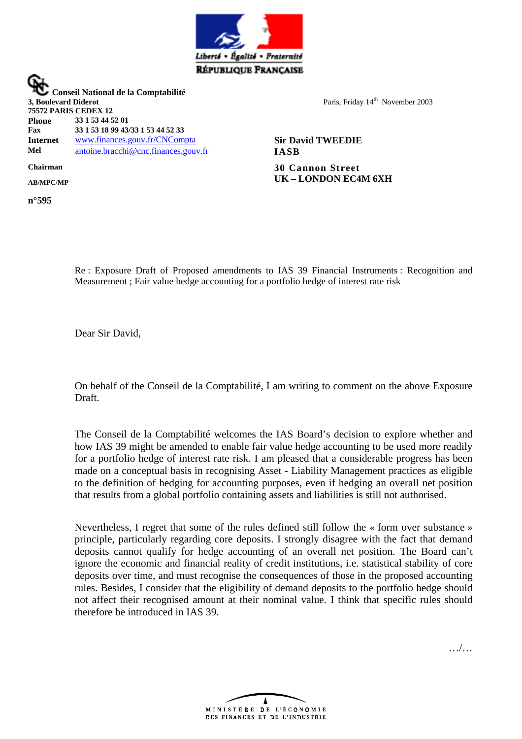Liberté • Égalité • Fraternité
RÉPUBLIQUE FRANÇAISE

**Conseil National de la Comptabilité**
**3, Boulevard Diderot**
**75572 PARIS CEDEX 12**

| | |
|---|---|
| **Phone** | **33 1 53 44 52 01** |
| **Fax** | **33 1 53 18 99 43/33 1 53 44 52 33** |
| **Internet** | www.finances.gouv.fr/CNCompta |
| **Mel** | antoine.bracchi@cnc.finances.gouv.fr |

**Chairman**

**AB/MPC/MP**

**n°595**

Paris, Friday 14th November 2003

**Sir David TWEEDIE**
**IASB**
**30 Cannon Street**
**UK – LONDON EC4M 6XH**

Re : Exposure Draft of Proposed amendments to IAS 39 Financial Instruments : Recognition and Measurement ; Fair value hedge accounting for a portfolio hedge of interest rate risk

Dear Sir David,

On behalf of the Conseil de la Comptabilité, I am writing to comment on the above Exposure Draft.

The Conseil de la Comptabilité welcomes the IAS Board's decision to explore whether and how IAS 39 might be amended to enable fair value hedge accounting to be used more readily for a portfolio hedge of interest rate risk. I am pleased that a considerable progress has been made on a conceptual basis in recognising Asset - Liability Management practices as eligible to the definition of hedging for accounting purposes, even if hedging an overall net position that results from a global portfolio containing assets and liabilities is still not authorised.

Nevertheless, I regret that some of the rules defined still follow the « form over substance » principle, particularly regarding core deposits. I strongly disagree with the fact that demand deposits cannot qualify for hedge accounting of an overall net position. The Board can't ignore the economic and financial reality of credit institutions, i.e. statistical stability of core deposits over time, and must recognise the consequences of those in the proposed accounting rules. Besides, I consider that the eligibility of demand deposits to the portfolio hedge should not affect their recognised amount at their nominal value. I think that specific rules should therefore be introduced in IAS 39.

…/…

MINISTÈRE DE L'ÉCONOMIE
DES FINANCES ET DE L'INDUSTRIE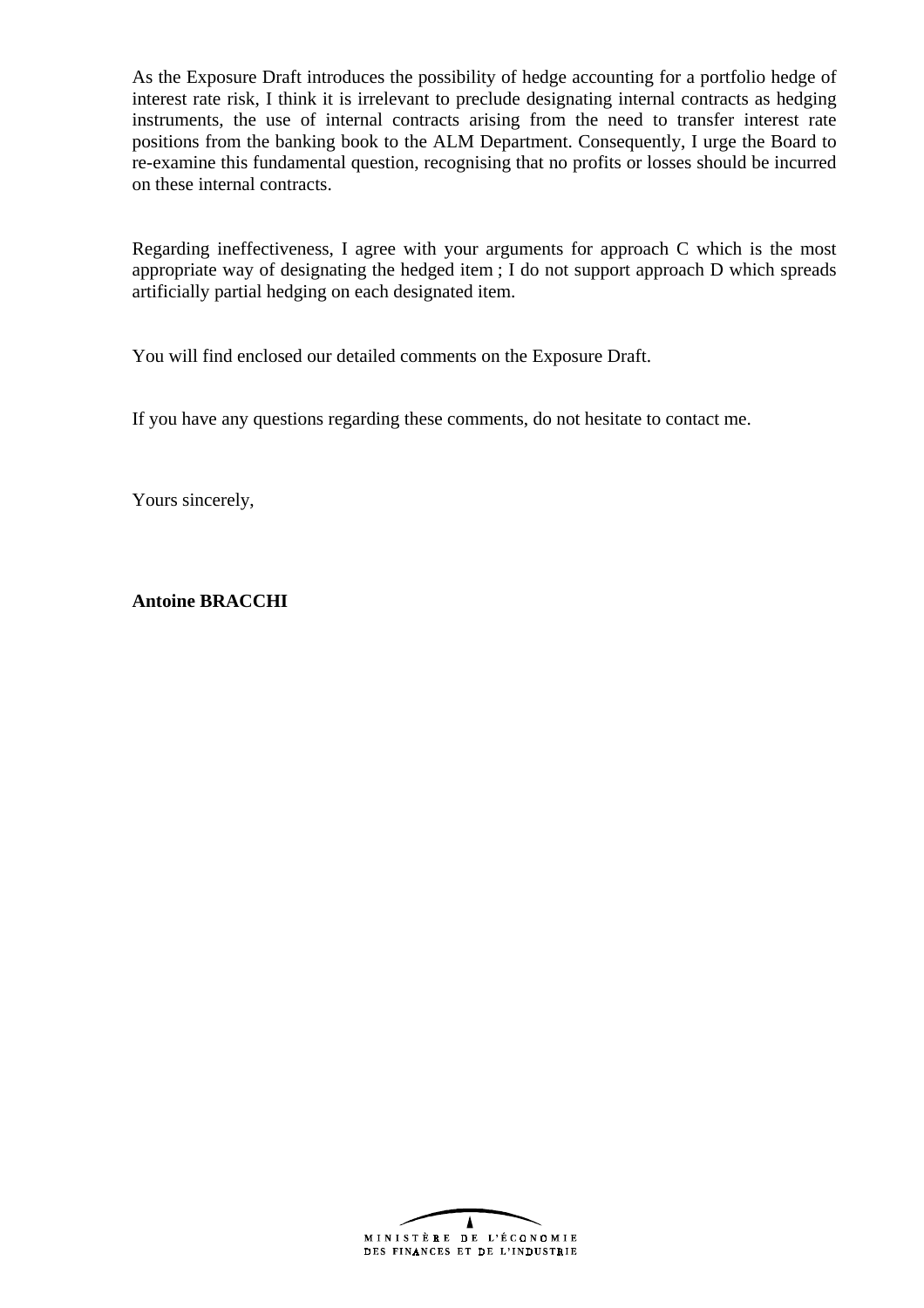As the Exposure Draft introduces the possibility of hedge accounting for a portfolio hedge of interest rate risk, I think it is irrelevant to preclude designating internal contracts as hedging instruments, the use of internal contracts arising from the need to transfer interest rate positions from the banking book to the ALM Department. Consequently, I urge the Board to re-examine this fundamental question, recognising that no profits or losses should be incurred on these internal contracts.

Regarding ineffectiveness, I agree with your arguments for approach C which is the most appropriate way of designating the hedged item ; I do not support approach D which spreads artificially partial hedging on each designated item.

You will find enclosed our detailed comments on the Exposure Draft.

If you have any questions regarding these comments, do not hesitate to contact me.

Yours sincerely,

**Antoine BRACCHI**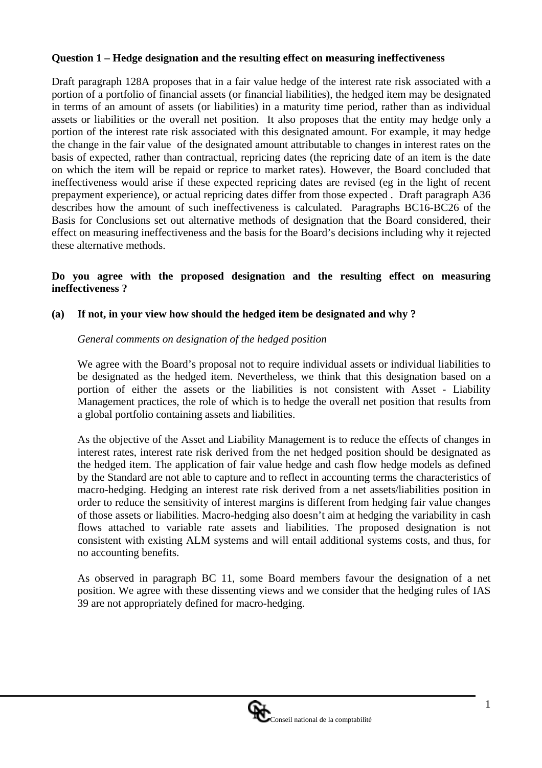**Question 1 – Hedge designation and the resulting effect on measuring ineffectiveness**

Draft paragraph 128A proposes that in a fair value hedge of the interest rate risk associated with a portion of a portfolio of financial assets (or financial liabilities), the hedged item may be designated in terms of an amount of assets (or liabilities) in a maturity time period, rather than as individual assets or liabilities or the overall net position. It also proposes that the entity may hedge only a portion of the interest rate risk associated with this designated amount. For example, it may hedge the change in the fair value of the designated amount attributable to changes in interest rates on the basis of expected, rather than contractual, repricing dates (the repricing date of an item is the date on which the item will be repaid or reprice to market rates). However, the Board concluded that ineffectiveness would arise if these expected repricing dates are revised (eg in the light of recent prepayment experience), or actual repricing dates differ from those expected . Draft paragraph A36 describes how the amount of such ineffectiveness is calculated. Paragraphs BC16-BC26 of the Basis for Conclusions set out alternative methods of designation that the Board considered, their effect on measuring ineffectiveness and the basis for the Board's decisions including why it rejected these alternative methods.

**Do you agree with the proposed designation and the resulting effect on measuring ineffectiveness ?**

**(a) If not, in your view how should the hedged item be designated and why ?**

*General comments on designation of the hedged position*

We agree with the Board's proposal not to require individual assets or individual liabilities to be designated as the hedged item. Nevertheless, we think that this designation based on a portion of either the assets or the liabilities is not consistent with Asset - Liability Management practices, the role of which is to hedge the overall net position that results from a global portfolio containing assets and liabilities.

As the objective of the Asset and Liability Management is to reduce the effects of changes in interest rates, interest rate risk derived from the net hedged position should be designated as the hedged item. The application of fair value hedge and cash flow hedge models as defined by the Standard are not able to capture and to reflect in accounting terms the characteristics of macro-hedging. Hedging an interest rate risk derived from a net assets/liabilities position in order to reduce the sensitivity of interest margins is different from hedging fair value changes of those assets or liabilities. Macro-hedging also doesn't aim at hedging the variability in cash flows attached to variable rate assets and liabilities. The proposed designation is not consistent with existing ALM systems and will entail additional systems costs, and thus, for no accounting benefits.

As observed in paragraph BC 11, some Board members favour the designation of a net position. We agree with these dissenting views and we consider that the hedging rules of IAS 39 are not appropriately defined for macro-hedging.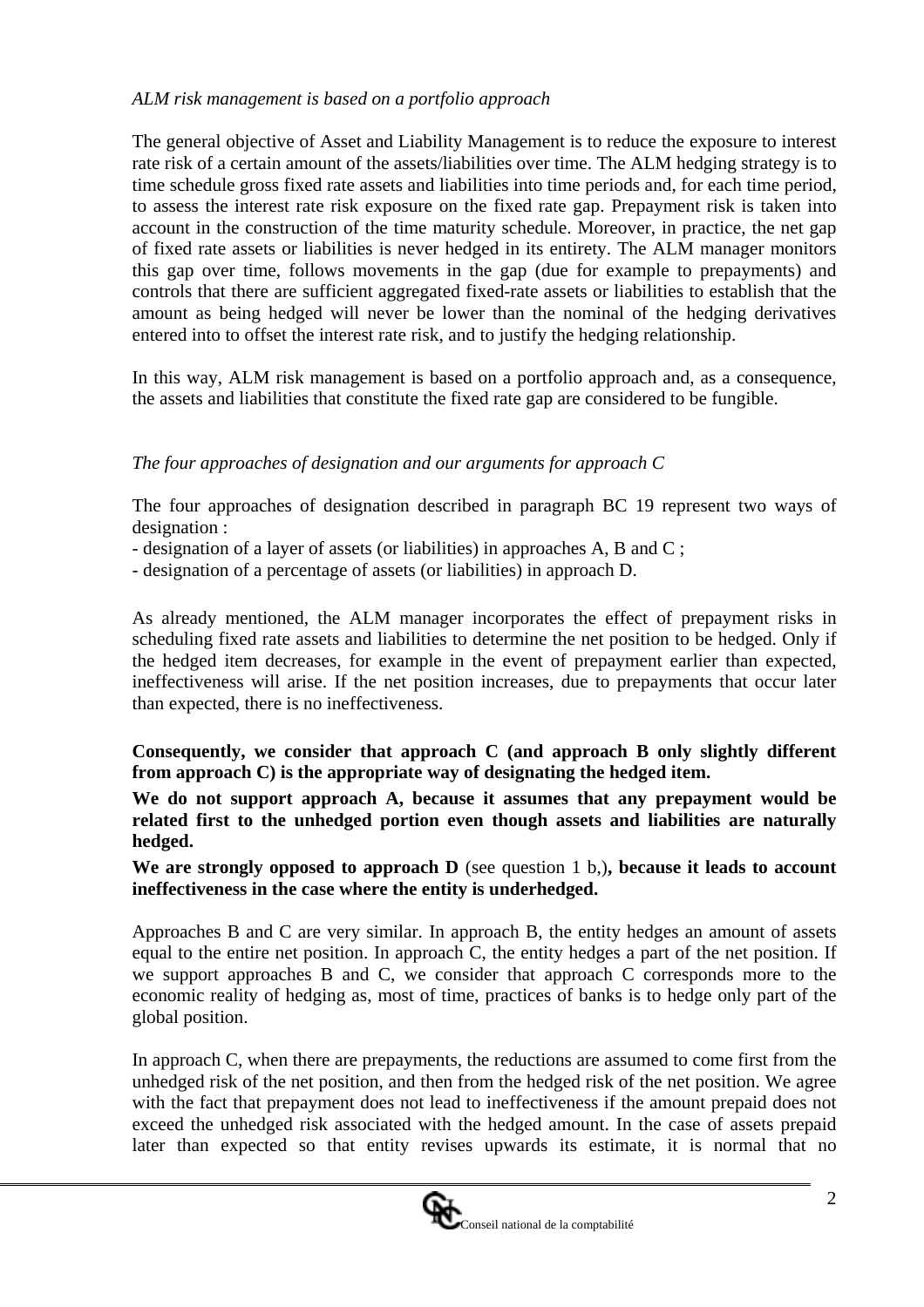*ALM risk management is based on a portfolio approach*

The general objective of Asset and Liability Management is to reduce the exposure to interest rate risk of a certain amount of the assets/liabilities over time. The ALM hedging strategy is to time schedule gross fixed rate assets and liabilities into time periods and, for each time period, to assess the interest rate risk exposure on the fixed rate gap. Prepayment risk is taken into account in the construction of the time maturity schedule. Moreover, in practice, the net gap of fixed rate assets or liabilities is never hedged in its entirety. The ALM manager monitors this gap over time, follows movements in the gap (due for example to prepayments) and controls that there are sufficient aggregated fixed-rate assets or liabilities to establish that the amount as being hedged will never be lower than the nominal of the hedging derivatives entered into to offset the interest rate risk, and to justify the hedging relationship.

In this way, ALM risk management is based on a portfolio approach and, as a consequence, the assets and liabilities that constitute the fixed rate gap are considered to be fungible.

*The four approaches of designation and our arguments for approach C*

The four approaches of designation described in paragraph BC 19 represent two ways of designation :

- designation of a layer of assets (or liabilities) in approaches A, B and C ;
- designation of a percentage of assets (or liabilities) in approach D.

As already mentioned, the ALM manager incorporates the effect of prepayment risks in scheduling fixed rate assets and liabilities to determine the net position to be hedged. Only if the hedged item decreases, for example in the event of prepayment earlier than expected, ineffectiveness will arise. If the net position increases, due to prepayments that occur later than expected, there is no ineffectiveness.

**Consequently, we consider that approach C (and approach B only slightly different from approach C) is the appropriate way of designating the hedged item.**

**We do not support approach A, because it assumes that any prepayment would be related first to the unhedged portion even though assets and liabilities are naturally hedged.**

**We are strongly opposed to approach D** (see question 1 b,)**, because it leads to account ineffectiveness in the case where the entity is underhedged.**

Approaches B and C are very similar. In approach B, the entity hedges an amount of assets equal to the entire net position. In approach C, the entity hedges a part of the net position. If we support approaches B and C, we consider that approach C corresponds more to the economic reality of hedging as, most of time, practices of banks is to hedge only part of the global position.

In approach C, when there are prepayments, the reductions are assumed to come first from the unhedged risk of the net position, and then from the hedged risk of the net position. We agree with the fact that prepayment does not lead to ineffectiveness if the amount prepaid does not exceed the unhedged risk associated with the hedged amount. In the case of assets prepaid later than expected so that entity revises upwards its estimate, it is normal that no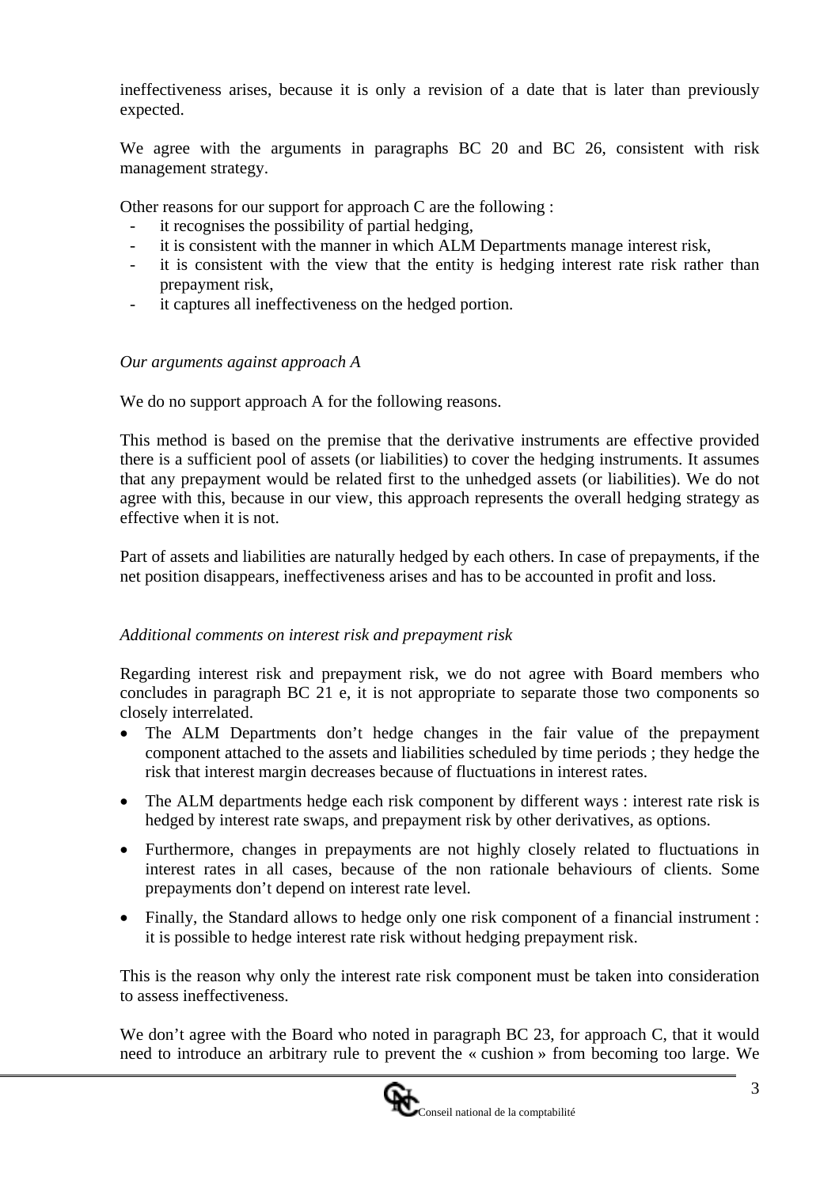ineffectiveness arises, because it is only a revision of a date that is later than previously expected.

We agree with the arguments in paragraphs BC 20 and BC 26, consistent with risk management strategy.

Other reasons for our support for approach C are the following :

- it recognises the possibility of partial hedging,
- it is consistent with the manner in which ALM Departments manage interest risk,
- it is consistent with the view that the entity is hedging interest rate risk rather than prepayment risk,
- it captures all ineffectiveness on the hedged portion.

*Our arguments against approach A*

We do no support approach A for the following reasons.

This method is based on the premise that the derivative instruments are effective provided there is a sufficient pool of assets (or liabilities) to cover the hedging instruments. It assumes that any prepayment would be related first to the unhedged assets (or liabilities). We do not agree with this, because in our view, this approach represents the overall hedging strategy as effective when it is not.

Part of assets and liabilities are naturally hedged by each others. In case of prepayments, if the net position disappears, ineffectiveness arises and has to be accounted in profit and loss.

*Additional comments on interest risk and prepayment risk*

Regarding interest risk and prepayment risk, we do not agree with Board members who concludes in paragraph BC 21 e, it is not appropriate to separate those two components so closely interrelated.

- The ALM Departments don't hedge changes in the fair value of the prepayment component attached to the assets and liabilities scheduled by time periods ; they hedge the risk that interest margin decreases because of fluctuations in interest rates.
- The ALM departments hedge each risk component by different ways : interest rate risk is hedged by interest rate swaps, and prepayment risk by other derivatives, as options.
- Furthermore, changes in prepayments are not highly closely related to fluctuations in interest rates in all cases, because of the non rationale behaviours of clients. Some prepayments don't depend on interest rate level.
- Finally, the Standard allows to hedge only one risk component of a financial instrument : it is possible to hedge interest rate risk without hedging prepayment risk.

This is the reason why only the interest rate risk component must be taken into consideration to assess ineffectiveness.

We don't agree with the Board who noted in paragraph BC 23, for approach C, that it would need to introduce an arbitrary rule to prevent the « cushion » from becoming too large. We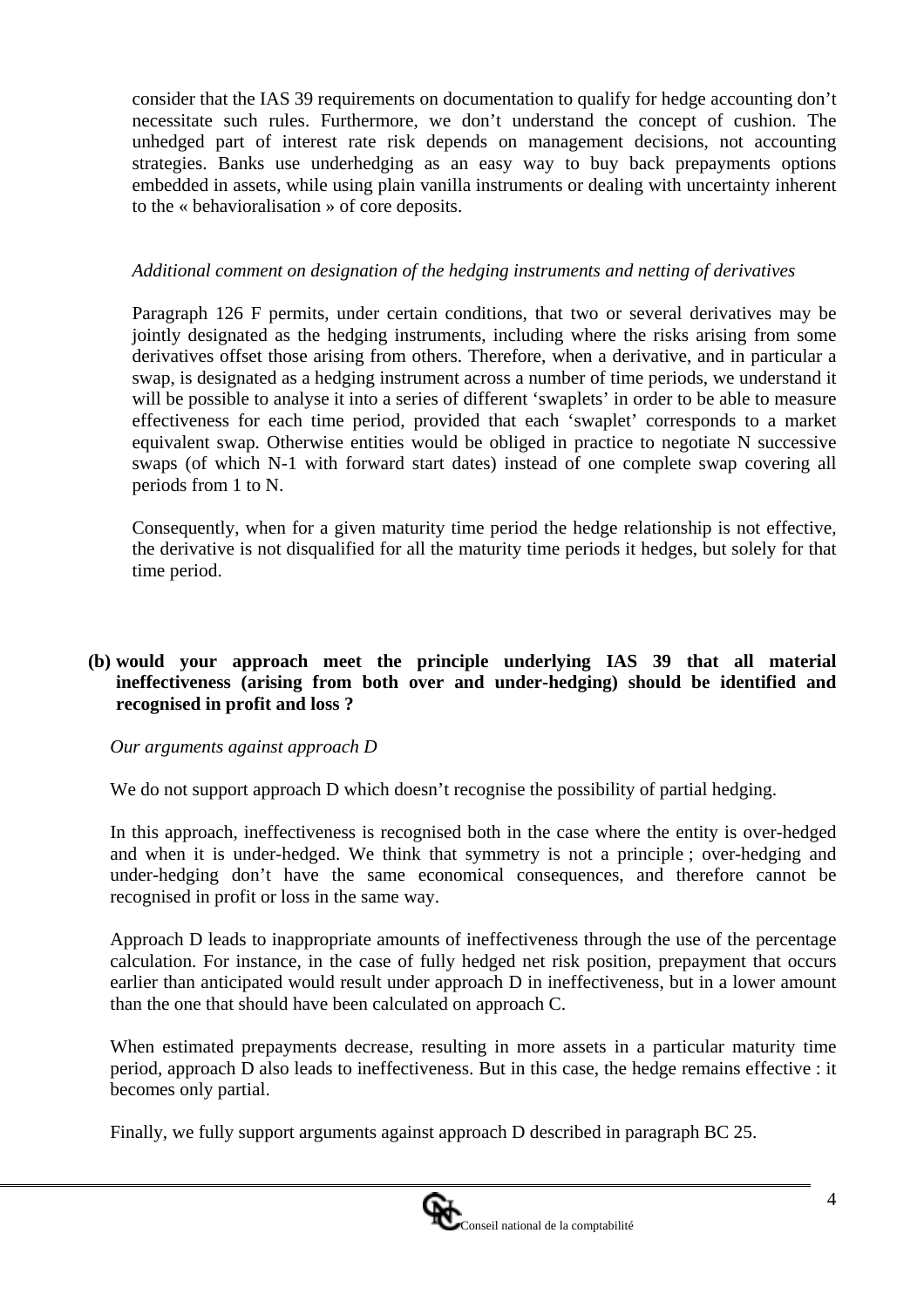consider that the IAS 39 requirements on documentation to qualify for hedge accounting don't necessitate such rules. Furthermore, we don't understand the concept of cushion. The unhedged part of interest rate risk depends on management decisions, not accounting strategies. Banks use underhedging as an easy way to buy back prepayments options embedded in assets, while using plain vanilla instruments or dealing with uncertainty inherent to the « behavioralisation » of core deposits.

*Additional comment on designation of the hedging instruments and netting of derivatives*

Paragraph 126 F permits, under certain conditions, that two or several derivatives may be jointly designated as the hedging instruments, including where the risks arising from some derivatives offset those arising from others. Therefore, when a derivative, and in particular a swap, is designated as a hedging instrument across a number of time periods, we understand it will be possible to analyse it into a series of different 'swaplets' in order to be able to measure effectiveness for each time period, provided that each 'swaplet' corresponds to a market equivalent swap. Otherwise entities would be obliged in practice to negotiate N successive swaps (of which N-1 with forward start dates) instead of one complete swap covering all periods from 1 to N.

Consequently, when for a given maturity time period the hedge relationship is not effective, the derivative is not disqualified for all the maturity time periods it hedges, but solely for that time period.

**(b) would your approach meet the principle underlying IAS 39 that all material ineffectiveness (arising from both over and under-hedging) should be identified and recognised in profit and loss ?**

*Our arguments against approach D*

We do not support approach D which doesn't recognise the possibility of partial hedging.

In this approach, ineffectiveness is recognised both in the case where the entity is over-hedged and when it is under-hedged. We think that symmetry is not a principle ; over-hedging and under-hedging don't have the same economical consequences, and therefore cannot be recognised in profit or loss in the same way.

Approach D leads to inappropriate amounts of ineffectiveness through the use of the percentage calculation. For instance, in the case of fully hedged net risk position, prepayment that occurs earlier than anticipated would result under approach D in ineffectiveness, but in a lower amount than the one that should have been calculated on approach C.

When estimated prepayments decrease, resulting in more assets in a particular maturity time period, approach D also leads to ineffectiveness. But in this case, the hedge remains effective : it becomes only partial.

Finally, we fully support arguments against approach D described in paragraph BC 25.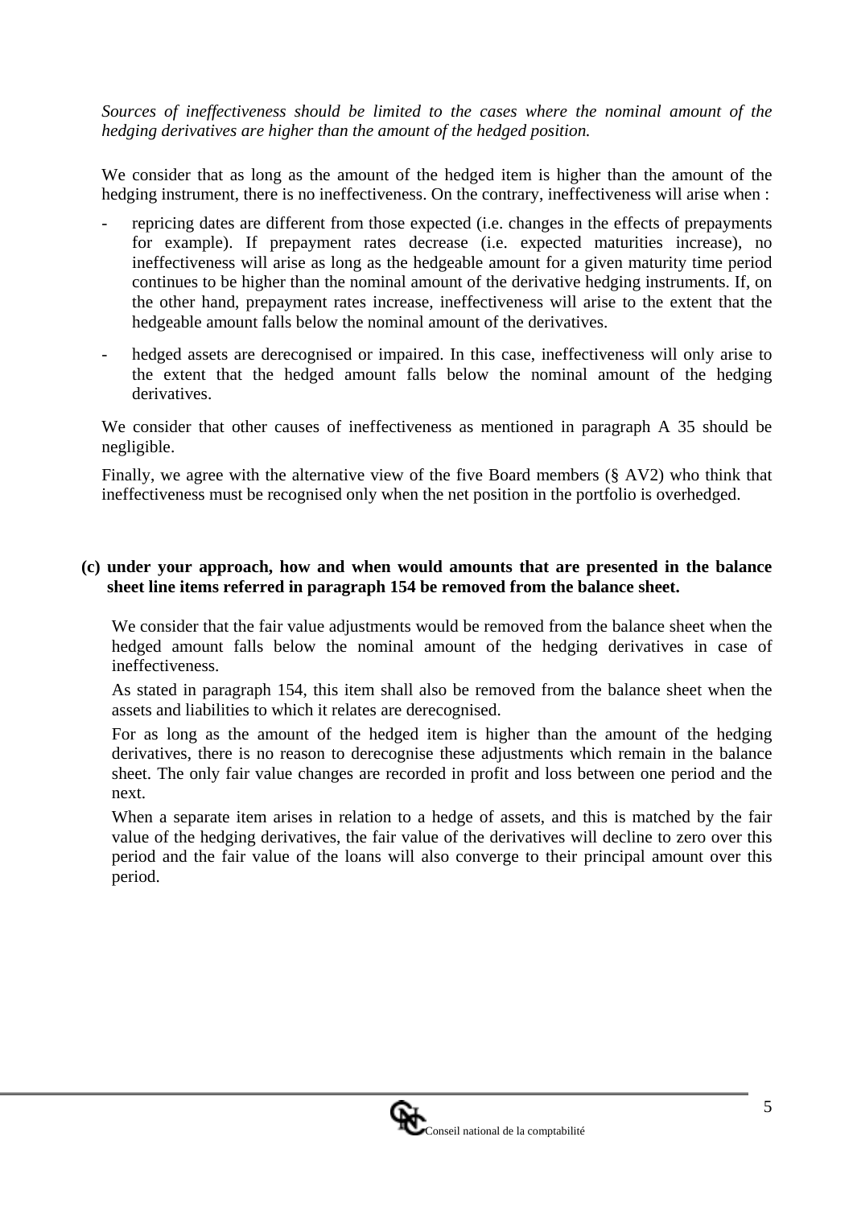*Sources of ineffectiveness should be limited to the cases where the nominal amount of the hedging derivatives are higher than the amount of the hedged position.*

We consider that as long as the amount of the hedged item is higher than the amount of the hedging instrument, there is no ineffectiveness. On the contrary, ineffectiveness will arise when :

- repricing dates are different from those expected (i.e. changes in the effects of prepayments for example). If prepayment rates decrease (i.e. expected maturities increase), no ineffectiveness will arise as long as the hedgeable amount for a given maturity time period continues to be higher than the nominal amount of the derivative hedging instruments. If, on the other hand, prepayment rates increase, ineffectiveness will arise to the extent that the hedgeable amount falls below the nominal amount of the derivatives.
- hedged assets are derecognised or impaired. In this case, ineffectiveness will only arise to the extent that the hedged amount falls below the nominal amount of the hedging derivatives.

We consider that other causes of ineffectiveness as mentioned in paragraph A 35 should be negligible.

Finally, we agree with the alternative view of the five Board members (§ AV2) who think that ineffectiveness must be recognised only when the net position in the portfolio is overhedged.

**(c) under your approach, how and when would amounts that are presented in the balance sheet line items referred in paragraph 154 be removed from the balance sheet.**

We consider that the fair value adjustments would be removed from the balance sheet when the hedged amount falls below the nominal amount of the hedging derivatives in case of ineffectiveness.

As stated in paragraph 154, this item shall also be removed from the balance sheet when the assets and liabilities to which it relates are derecognised.

For as long as the amount of the hedged item is higher than the amount of the hedging derivatives, there is no reason to derecognise these adjustments which remain in the balance sheet. The only fair value changes are recorded in profit and loss between one period and the next.

When a separate item arises in relation to a hedge of assets, and this is matched by the fair value of the hedging derivatives, the fair value of the derivatives will decline to zero over this period and the fair value of the loans will also converge to their principal amount over this period.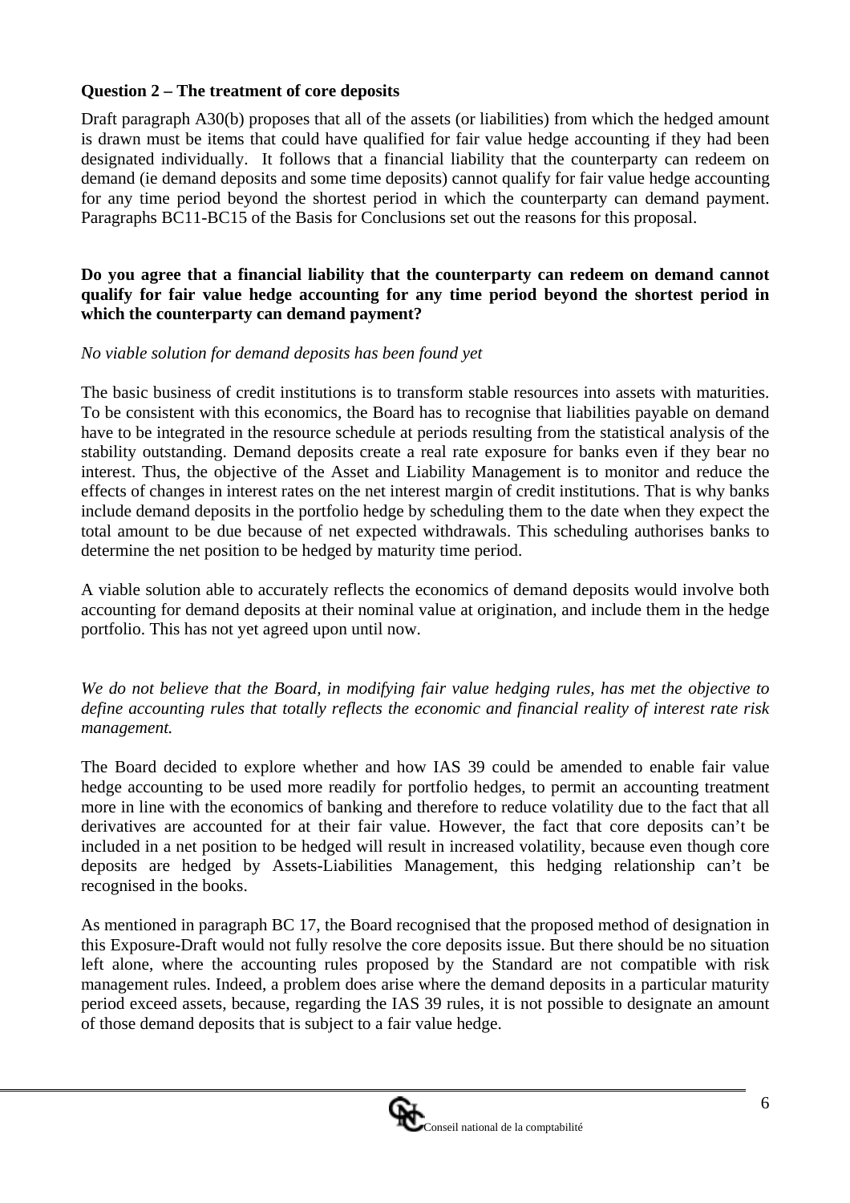**Question 2 – The treatment of core deposits**

Draft paragraph A30(b) proposes that all of the assets (or liabilities) from which the hedged amount is drawn must be items that could have qualified for fair value hedge accounting if they had been designated individually. It follows that a financial liability that the counterparty can redeem on demand (ie demand deposits and some time deposits) cannot qualify for fair value hedge accounting for any time period beyond the shortest period in which the counterparty can demand payment. Paragraphs BC11-BC15 of the Basis for Conclusions set out the reasons for this proposal.

**Do you agree that a financial liability that the counterparty can redeem on demand cannot qualify for fair value hedge accounting for any time period beyond the shortest period in which the counterparty can demand payment?**

*No viable solution for demand deposits has been found yet*

The basic business of credit institutions is to transform stable resources into assets with maturities. To be consistent with this economics, the Board has to recognise that liabilities payable on demand have to be integrated in the resource schedule at periods resulting from the statistical analysis of the stability outstanding. Demand deposits create a real rate exposure for banks even if they bear no interest. Thus, the objective of the Asset and Liability Management is to monitor and reduce the effects of changes in interest rates on the net interest margin of credit institutions. That is why banks include demand deposits in the portfolio hedge by scheduling them to the date when they expect the total amount to be due because of net expected withdrawals. This scheduling authorises banks to determine the net position to be hedged by maturity time period.

A viable solution able to accurately reflects the economics of demand deposits would involve both accounting for demand deposits at their nominal value at origination, and include them in the hedge portfolio. This has not yet agreed upon until now.

*We do not believe that the Board, in modifying fair value hedging rules, has met the objective to define accounting rules that totally reflects the economic and financial reality of interest rate risk management.*

The Board decided to explore whether and how IAS 39 could be amended to enable fair value hedge accounting to be used more readily for portfolio hedges, to permit an accounting treatment more in line with the economics of banking and therefore to reduce volatility due to the fact that all derivatives are accounted for at their fair value. However, the fact that core deposits can't be included in a net position to be hedged will result in increased volatility, because even though core deposits are hedged by Assets-Liabilities Management, this hedging relationship can't be recognised in the books.

As mentioned in paragraph BC 17, the Board recognised that the proposed method of designation in this Exposure-Draft would not fully resolve the core deposits issue. But there should be no situation left alone, where the accounting rules proposed by the Standard are not compatible with risk management rules. Indeed, a problem does arise where the demand deposits in a particular maturity period exceed assets, because, regarding the IAS 39 rules, it is not possible to designate an amount of those demand deposits that is subject to a fair value hedge.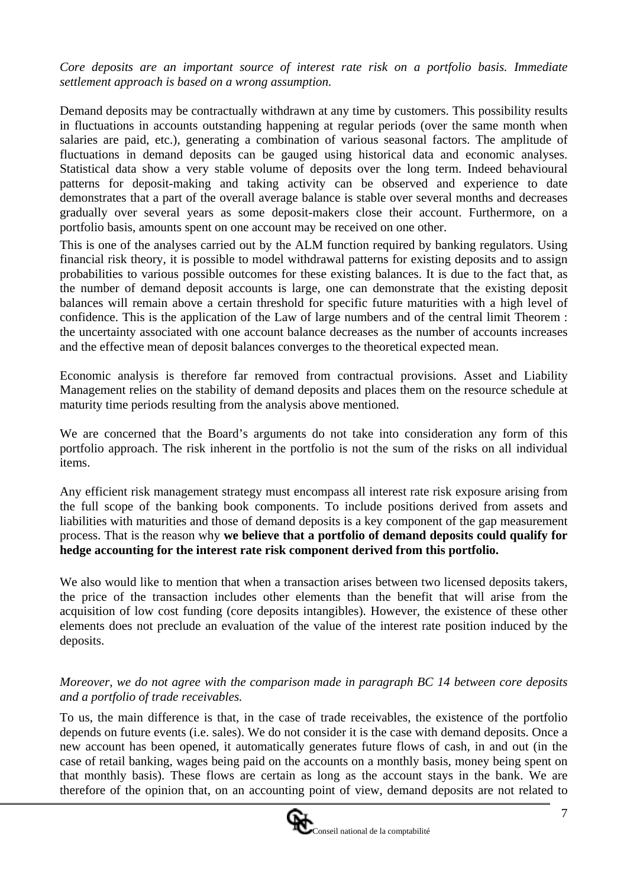*Core deposits are an important source of interest rate risk on a portfolio basis. Immediate settlement approach is based on a wrong assumption.*

Demand deposits may be contractually withdrawn at any time by customers. This possibility results in fluctuations in accounts outstanding happening at regular periods (over the same month when salaries are paid, etc.), generating a combination of various seasonal factors. The amplitude of fluctuations in demand deposits can be gauged using historical data and economic analyses. Statistical data show a very stable volume of deposits over the long term. Indeed behavioural patterns for deposit-making and taking activity can be observed and experience to date demonstrates that a part of the overall average balance is stable over several months and decreases gradually over several years as some deposit-makers close their account. Furthermore, on a portfolio basis, amounts spent on one account may be received on one other.

This is one of the analyses carried out by the ALM function required by banking regulators. Using financial risk theory, it is possible to model withdrawal patterns for existing deposits and to assign probabilities to various possible outcomes for these existing balances. It is due to the fact that, as the number of demand deposit accounts is large, one can demonstrate that the existing deposit balances will remain above a certain threshold for specific future maturities with a high level of confidence. This is the application of the Law of large numbers and of the central limit Theorem : the uncertainty associated with one account balance decreases as the number of accounts increases and the effective mean of deposit balances converges to the theoretical expected mean.

Economic analysis is therefore far removed from contractual provisions. Asset and Liability Management relies on the stability of demand deposits and places them on the resource schedule at maturity time periods resulting from the analysis above mentioned.

We are concerned that the Board's arguments do not take into consideration any form of this portfolio approach. The risk inherent in the portfolio is not the sum of the risks on all individual items.

Any efficient risk management strategy must encompass all interest rate risk exposure arising from the full scope of the banking book components. To include positions derived from assets and liabilities with maturities and those of demand deposits is a key component of the gap measurement process. That is the reason why **we believe that a portfolio of demand deposits could qualify for hedge accounting for the interest rate risk component derived from this portfolio.**

We also would like to mention that when a transaction arises between two licensed deposits takers, the price of the transaction includes other elements than the benefit that will arise from the acquisition of low cost funding (core deposits intangibles). However, the existence of these other elements does not preclude an evaluation of the value of the interest rate position induced by the deposits.

*Moreover, we do not agree with the comparison made in paragraph BC 14 between core deposits and a portfolio of trade receivables.*

To us, the main difference is that, in the case of trade receivables, the existence of the portfolio depends on future events (i.e. sales). We do not consider it is the case with demand deposits. Once a new account has been opened, it automatically generates future flows of cash, in and out (in the case of retail banking, wages being paid on the accounts on a monthly basis, money being spent on that monthly basis). These flows are certain as long as the account stays in the bank. We are therefore of the opinion that, on an accounting point of view, demand deposits are not related to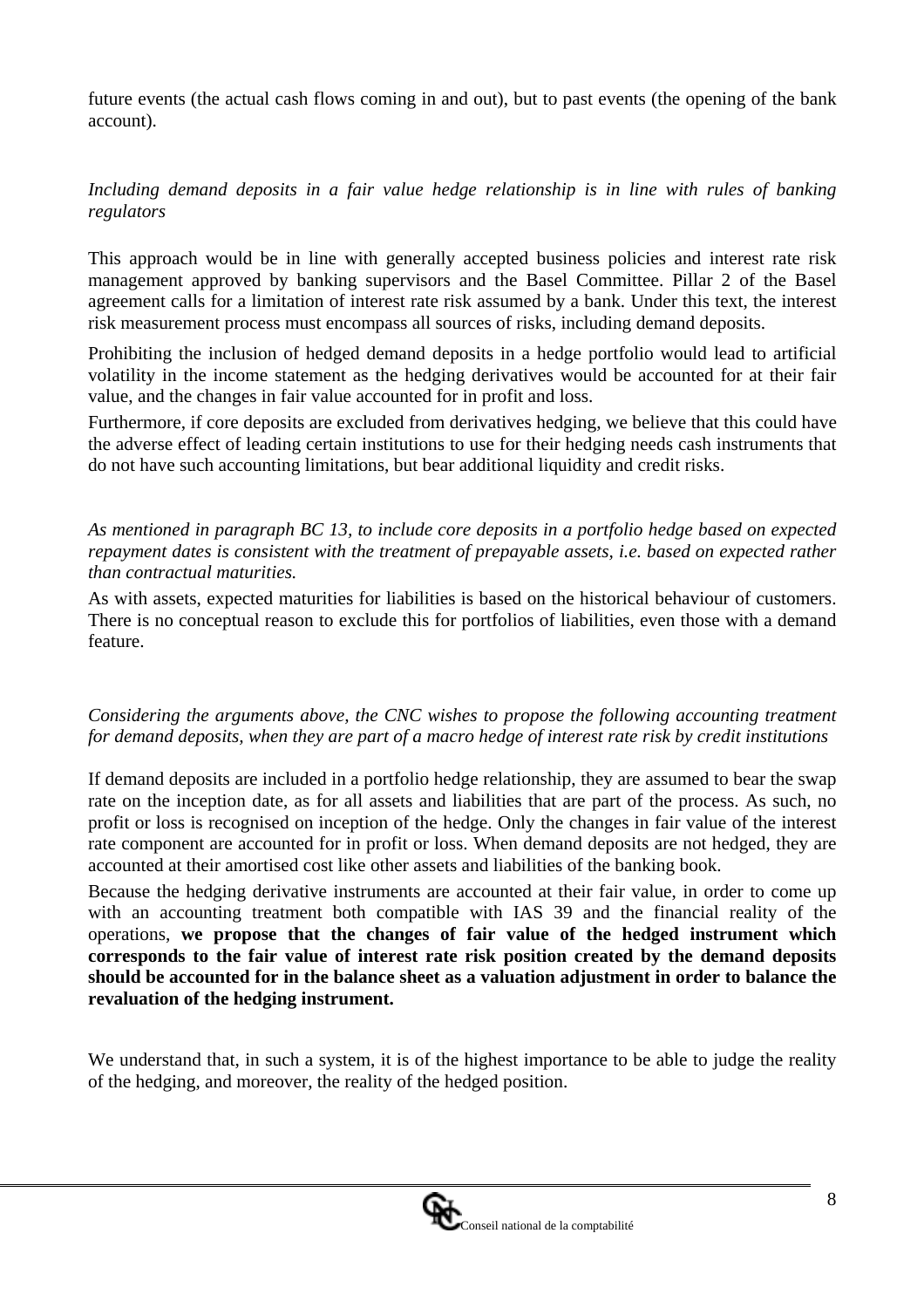future events (the actual cash flows coming in and out), but to past events (the opening of the bank account).

*Including demand deposits in a fair value hedge relationship is in line with rules of banking regulators*

This approach would be in line with generally accepted business policies and interest rate risk management approved by banking supervisors and the Basel Committee. Pillar 2 of the Basel agreement calls for a limitation of interest rate risk assumed by a bank. Under this text, the interest risk measurement process must encompass all sources of risks, including demand deposits.

Prohibiting the inclusion of hedged demand deposits in a hedge portfolio would lead to artificial volatility in the income statement as the hedging derivatives would be accounted for at their fair value, and the changes in fair value accounted for in profit and loss.

Furthermore, if core deposits are excluded from derivatives hedging, we believe that this could have the adverse effect of leading certain institutions to use for their hedging needs cash instruments that do not have such accounting limitations, but bear additional liquidity and credit risks.

*As mentioned in paragraph BC 13, to include core deposits in a portfolio hedge based on expected repayment dates is consistent with the treatment of prepayable assets, i.e. based on expected rather than contractual maturities.*

As with assets, expected maturities for liabilities is based on the historical behaviour of customers. There is no conceptual reason to exclude this for portfolios of liabilities, even those with a demand feature.

*Considering the arguments above, the CNC wishes to propose the following accounting treatment for demand deposits, when they are part of a macro hedge of interest rate risk by credit institutions*

If demand deposits are included in a portfolio hedge relationship, they are assumed to bear the swap rate on the inception date, as for all assets and liabilities that are part of the process. As such, no profit or loss is recognised on inception of the hedge. Only the changes in fair value of the interest rate component are accounted for in profit or loss. When demand deposits are not hedged, they are accounted at their amortised cost like other assets and liabilities of the banking book.

Because the hedging derivative instruments are accounted at their fair value, in order to come up with an accounting treatment both compatible with IAS 39 and the financial reality of the operations, **we propose that the changes of fair value of the hedged instrument which corresponds to the fair value of interest rate risk position created by the demand deposits should be accounted for in the balance sheet as a valuation adjustment in order to balance the revaluation of the hedging instrument.**

We understand that, in such a system, it is of the highest importance to be able to judge the reality of the hedging, and moreover, the reality of the hedged position.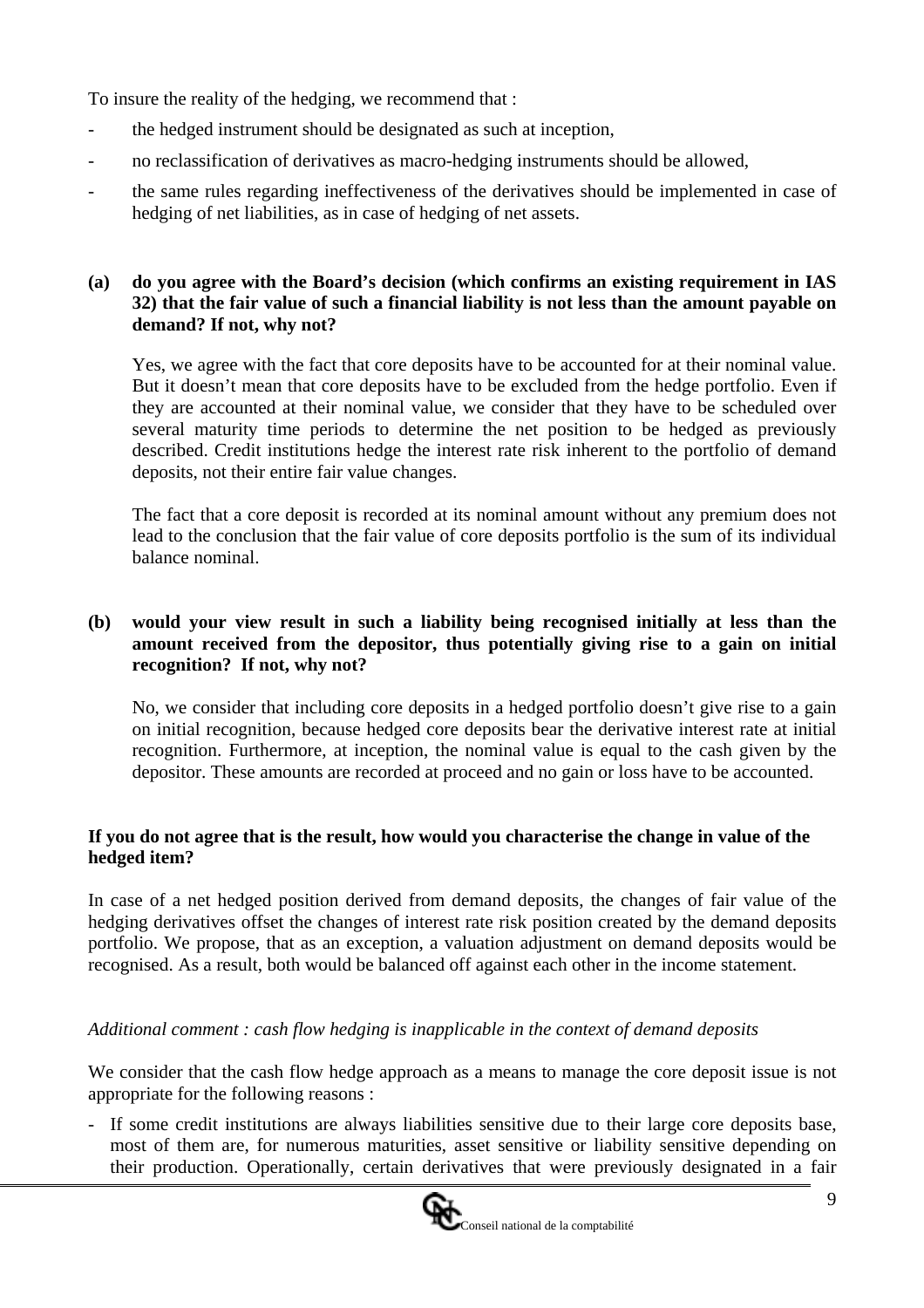To insure the reality of the hedging, we recommend that :

- the hedged instrument should be designated as such at inception,
- no reclassification of derivatives as macro-hedging instruments should be allowed,
- the same rules regarding ineffectiveness of the derivatives should be implemented in case of hedging of net liabilities, as in case of hedging of net assets.

**(a) do you agree with the Board's decision (which confirms an existing requirement in IAS 32) that the fair value of such a financial liability is not less than the amount payable on demand? If not, why not?**

Yes, we agree with the fact that core deposits have to be accounted for at their nominal value. But it doesn't mean that core deposits have to be excluded from the hedge portfolio. Even if they are accounted at their nominal value, we consider that they have to be scheduled over several maturity time periods to determine the net position to be hedged as previously described. Credit institutions hedge the interest rate risk inherent to the portfolio of demand deposits, not their entire fair value changes.

The fact that a core deposit is recorded at its nominal amount without any premium does not lead to the conclusion that the fair value of core deposits portfolio is the sum of its individual balance nominal.

**(b) would your view result in such a liability being recognised initially at less than the amount received from the depositor, thus potentially giving rise to a gain on initial recognition? If not, why not?**

No, we consider that including core deposits in a hedged portfolio doesn't give rise to a gain on initial recognition, because hedged core deposits bear the derivative interest rate at initial recognition. Furthermore, at inception, the nominal value is equal to the cash given by the depositor. These amounts are recorded at proceed and no gain or loss have to be accounted.

**If you do not agree that is the result, how would you characterise the change in value of the hedged item?**

In case of a net hedged position derived from demand deposits, the changes of fair value of the hedging derivatives offset the changes of interest rate risk position created by the demand deposits portfolio. We propose, that as an exception, a valuation adjustment on demand deposits would be recognised. As a result, both would be balanced off against each other in the income statement.

*Additional comment : cash flow hedging is inapplicable in the context of demand deposits*

We consider that the cash flow hedge approach as a means to manage the core deposit issue is not appropriate for the following reasons :

- If some credit institutions are always liabilities sensitive due to their large core deposits base, most of them are, for numerous maturities, asset sensitive or liability sensitive depending on their production. Operationally, certain derivatives that were previously designated in a fair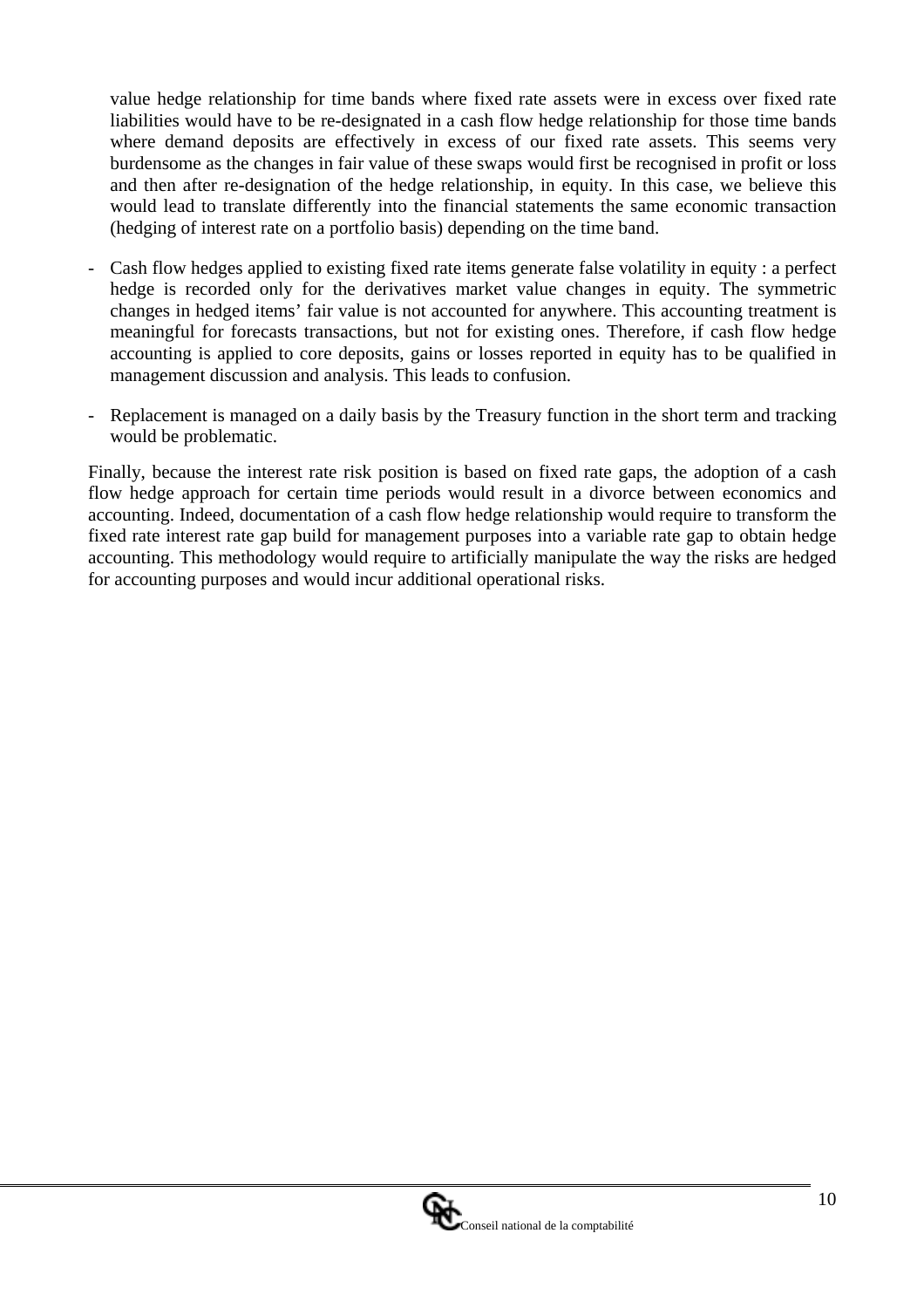value hedge relationship for time bands where fixed rate assets were in excess over fixed rate liabilities would have to be re-designated in a cash flow hedge relationship for those time bands where demand deposits are effectively in excess of our fixed rate assets. This seems very burdensome as the changes in fair value of these swaps would first be recognised in profit or loss and then after re-designation of the hedge relationship, in equity. In this case, we believe this would lead to translate differently into the financial statements the same economic transaction (hedging of interest rate on a portfolio basis) depending on the time band.

- Cash flow hedges applied to existing fixed rate items generate false volatility in equity : a perfect hedge is recorded only for the derivatives market value changes in equity. The symmetric changes in hedged items' fair value is not accounted for anywhere. This accounting treatment is meaningful for forecasts transactions, but not for existing ones. Therefore, if cash flow hedge accounting is applied to core deposits, gains or losses reported in equity has to be qualified in management discussion and analysis. This leads to confusion.
- Replacement is managed on a daily basis by the Treasury function in the short term and tracking would be problematic.

Finally, because the interest rate risk position is based on fixed rate gaps, the adoption of a cash flow hedge approach for certain time periods would result in a divorce between economics and accounting. Indeed, documentation of a cash flow hedge relationship would require to transform the fixed rate interest rate gap build for management purposes into a variable rate gap to obtain hedge accounting. This methodology would require to artificially manipulate the way the risks are hedged for accounting purposes and would incur additional operational risks.